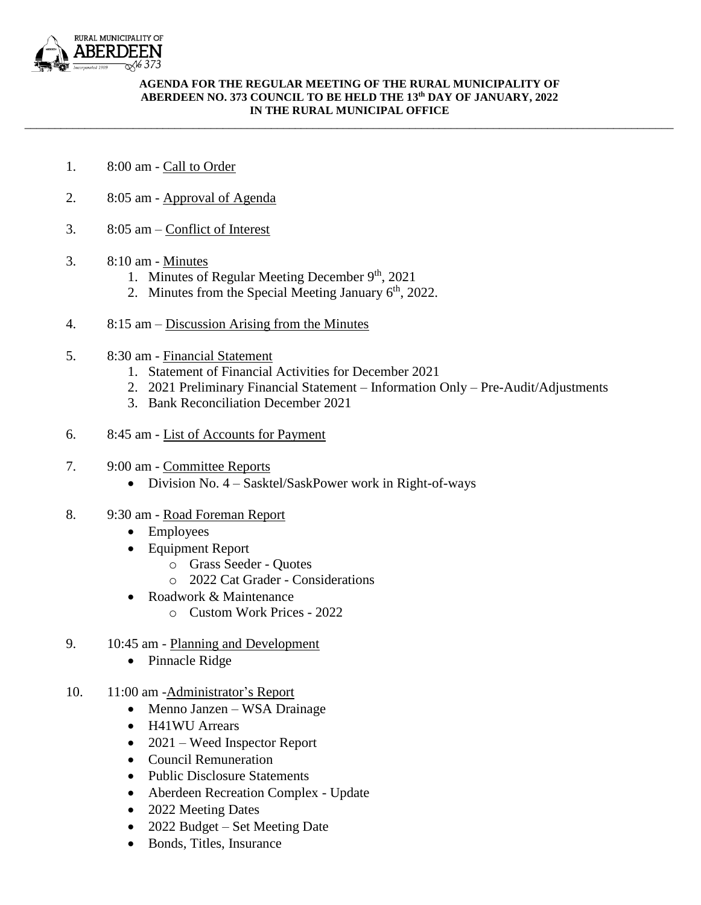RURAL MUNICIPALITY OF ABERDEEN No 373

**AGENDA FOR THE REGULAR MEETING OF THE RURAL MUNICIPALITY OF ABERDEEN NO. 373 COUNCIL TO BE HELD THE 13th DAY OF JANUARY, 2022 IN THE RURAL MUNICIPAL OFFICE**

---

1. 8:00 am - Call to Order

2. 8:05 am - Approval of Agenda

3. 8:05 am – Conflict of Interest

3. 8:10 am - Minutes
   1. Minutes of Regular Meeting December 9th, 2021
   2. Minutes from the Special Meeting January 6th, 2022.

4. 8:15 am – Discussion Arising from the Minutes

5. 8:30 am - Financial Statement
   1. Statement of Financial Activities for December 2021
   2. 2021 Preliminary Financial Statement – Information Only – Pre-Audit/Adjustments
   3. Bank Reconciliation December 2021

6. 8:45 am - List of Accounts for Payment

7. 9:00 am - Committee Reports
   - Division No. 4 – Sasktel/SaskPower work in Right-of-ways

8. 9:30 am - Road Foreman Report
   - Employees
   - Equipment Report
     - Grass Seeder - Quotes
     - 2022 Cat Grader - Considerations
   - Roadwork & Maintenance
     - Custom Work Prices - 2022

9. 10:45 am - Planning and Development
   - Pinnacle Ridge

10. 11:00 am -Administrator's Report
    - Menno Janzen – WSA Drainage
    - H41WU Arrears
    - 2021 – Weed Inspector Report
    - Council Remuneration
    - Public Disclosure Statements
    - Aberdeen Recreation Complex - Update
    - 2022 Meeting Dates
    - 2022 Budget – Set Meeting Date
    - Bonds, Titles, Insurance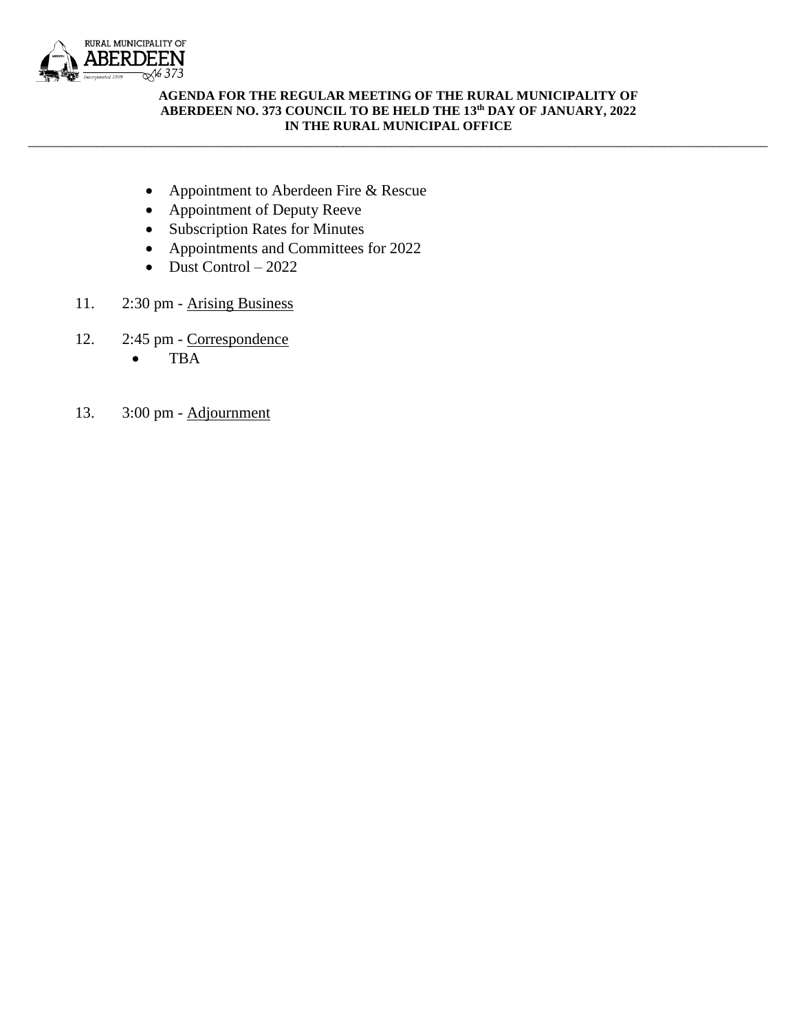- Appointment to Aberdeen Fire & Rescue
- Appointment of Deputy Reeve
- Subscription Rates for Minutes
- Appointments and Committees for 2022
- Dust Control – 2022

11. 2:30 pm - <u>Arising Business</u>

12. 2:45 pm - <u>Correspondence</u>
    - TBA

13. 3:00 pm - <u>Adjournment</u>